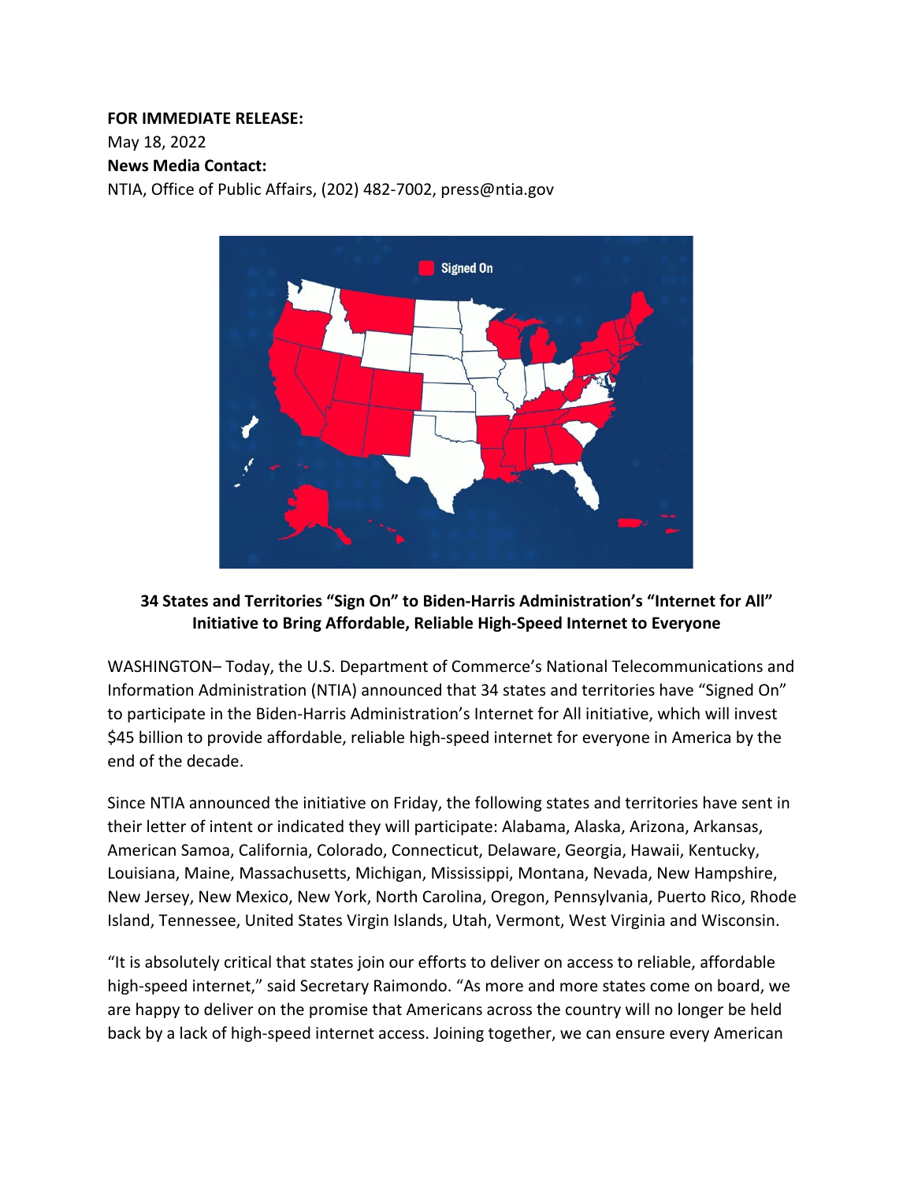**FOR IMMEDIATE RELEASE:**
May 18, 2022
**News Media Contact:**
NTIA, Office of Public Affairs, (202) 482-7002, press@ntia.gov

**34 States and Territories "Sign On" to Biden-Harris Administration's "Internet for All" Initiative to Bring Affordable, Reliable High-Speed Internet to Everyone**

WASHINGTON– Today, the U.S. Department of Commerce's National Telecommunications and Information Administration (NTIA) announced that 34 states and territories have "Signed On" to participate in the Biden-Harris Administration's Internet for All initiative, which will invest $45 billion to provide affordable, reliable high-speed internet for everyone in America by the end of the decade.

Since NTIA announced the initiative on Friday, the following states and territories have sent in their letter of intent or indicated they will participate: Alabama, Alaska, Arizona, Arkansas, American Samoa, California, Colorado, Connecticut, Delaware, Georgia, Hawaii, Kentucky, Louisiana, Maine, Massachusetts, Michigan, Mississippi, Montana, Nevada, New Hampshire, New Jersey, New Mexico, New York, North Carolina, Oregon, Pennsylvania, Puerto Rico, Rhode Island, Tennessee, United States Virgin Islands, Utah, Vermont, West Virginia and Wisconsin.

"It is absolutely critical that states join our efforts to deliver on access to reliable, affordable high-speed internet," said Secretary Raimondo. "As more and more states come on board, we are happy to deliver on the promise that Americans across the country will no longer be held back by a lack of high-speed internet access. Joining together, we can ensure every American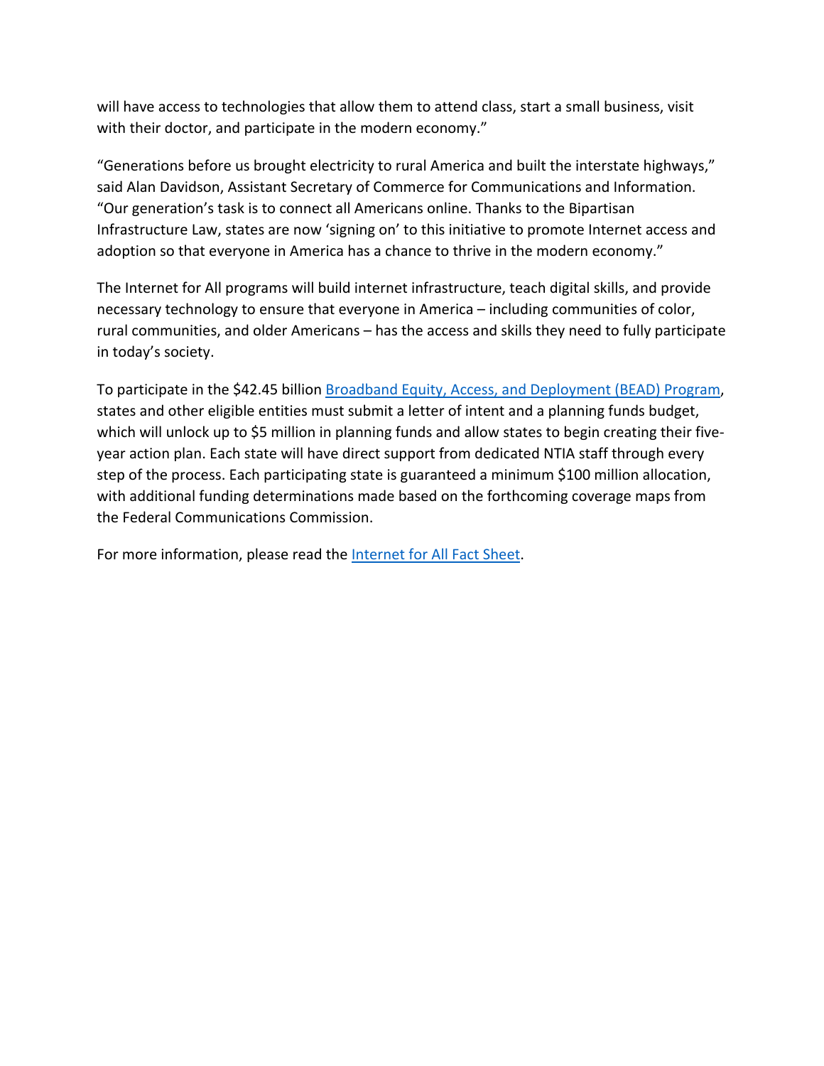will have access to technologies that allow them to attend class, start a small business, visit with their doctor, and participate in the modern economy."

"Generations before us brought electricity to rural America and built the interstate highways," said Alan Davidson, Assistant Secretary of Commerce for Communications and Information. "Our generation's task is to connect all Americans online. Thanks to the Bipartisan Infrastructure Law, states are now 'signing on' to this initiative to promote Internet access and adoption so that everyone in America has a chance to thrive in the modern economy."

The Internet for All programs will build internet infrastructure, teach digital skills, and provide necessary technology to ensure that everyone in America – including communities of color, rural communities, and older Americans – has the access and skills they need to fully participate in today's society.

To participate in the $42.45 billion [Broadband Equity, Access, and Deployment (BEAD) Program](), states and other eligible entities must submit a letter of intent and a planning funds budget, which will unlock up to $5 million in planning funds and allow states to begin creating their five-year action plan. Each state will have direct support from dedicated NTIA staff through every step of the process. Each participating state is guaranteed a minimum $100 million allocation, with additional funding determinations made based on the forthcoming coverage maps from the Federal Communications Commission.

For more information, please read the [Internet for All Fact Sheet]().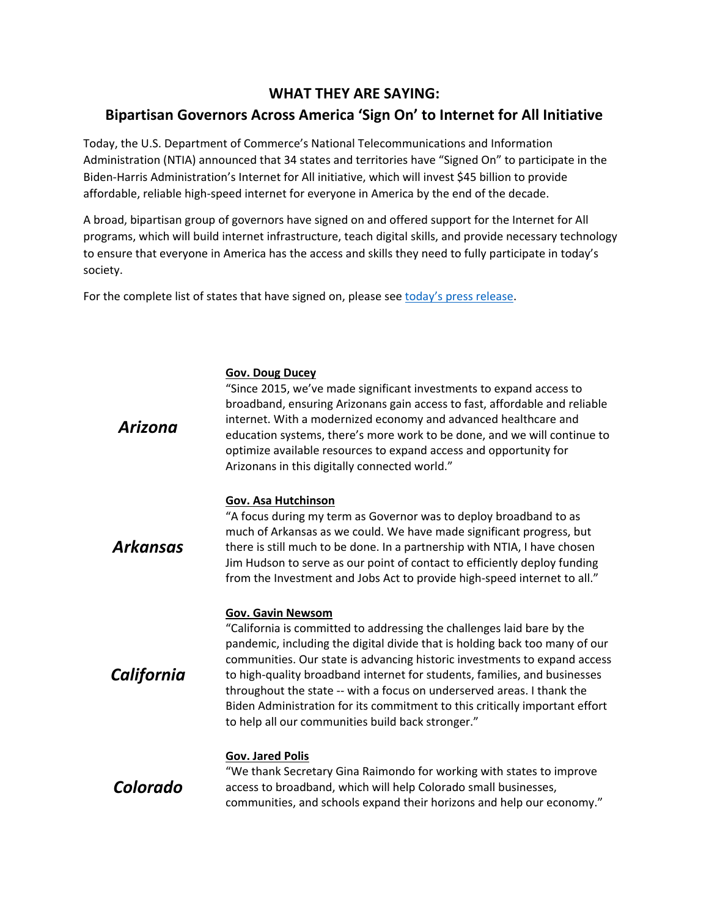## WHAT THEY ARE SAYING:
## Bipartisan Governors Across America 'Sign On' to Internet for All Initiative

Today, the U.S. Department of Commerce's National Telecommunications and Information Administration (NTIA) announced that 34 states and territories have "Signed On" to participate in the Biden-Harris Administration's Internet for All initiative, which will invest $45 billion to provide affordable, reliable high-speed internet for everyone in America by the end of the decade.

A broad, bipartisan group of governors have signed on and offered support for the Internet for All programs, which will build internet infrastructure, teach digital skills, and provide necessary technology to ensure that everyone in America has the access and skills they need to fully participate in today's society.

For the complete list of states that have signed on, please see [today's press release](today's press release).

***Arizona***

**Gov. Doug Ducey**

"Since 2015, we've made significant investments to expand access to broadband, ensuring Arizonans gain access to fast, affordable and reliable internet. With a modernized economy and advanced healthcare and education systems, there's more work to be done, and we will continue to optimize available resources to expand access and opportunity for Arizonans in this digitally connected world."

***Arkansas***

**Gov. Asa Hutchinson**

"A focus during my term as Governor was to deploy broadband to as much of Arkansas as we could. We have made significant progress, but there is still much to be done. In a partnership with NTIA, I have chosen Jim Hudson to serve as our point of contact to efficiently deploy funding from the Investment and Jobs Act to provide high-speed internet to all."

***California***

**Gov. Gavin Newsom**

"California is committed to addressing the challenges laid bare by the pandemic, including the digital divide that is holding back too many of our communities. Our state is advancing historic investments to expand access to high-quality broadband internet for students, families, and businesses throughout the state -- with a focus on underserved areas. I thank the Biden Administration for its commitment to this critically important effort to help all our communities build back stronger."

***Colorado***

**Gov. Jared Polis**

"We thank Secretary Gina Raimondo for working with states to improve access to broadband, which will help Colorado small businesses, communities, and schools expand their horizons and help our economy."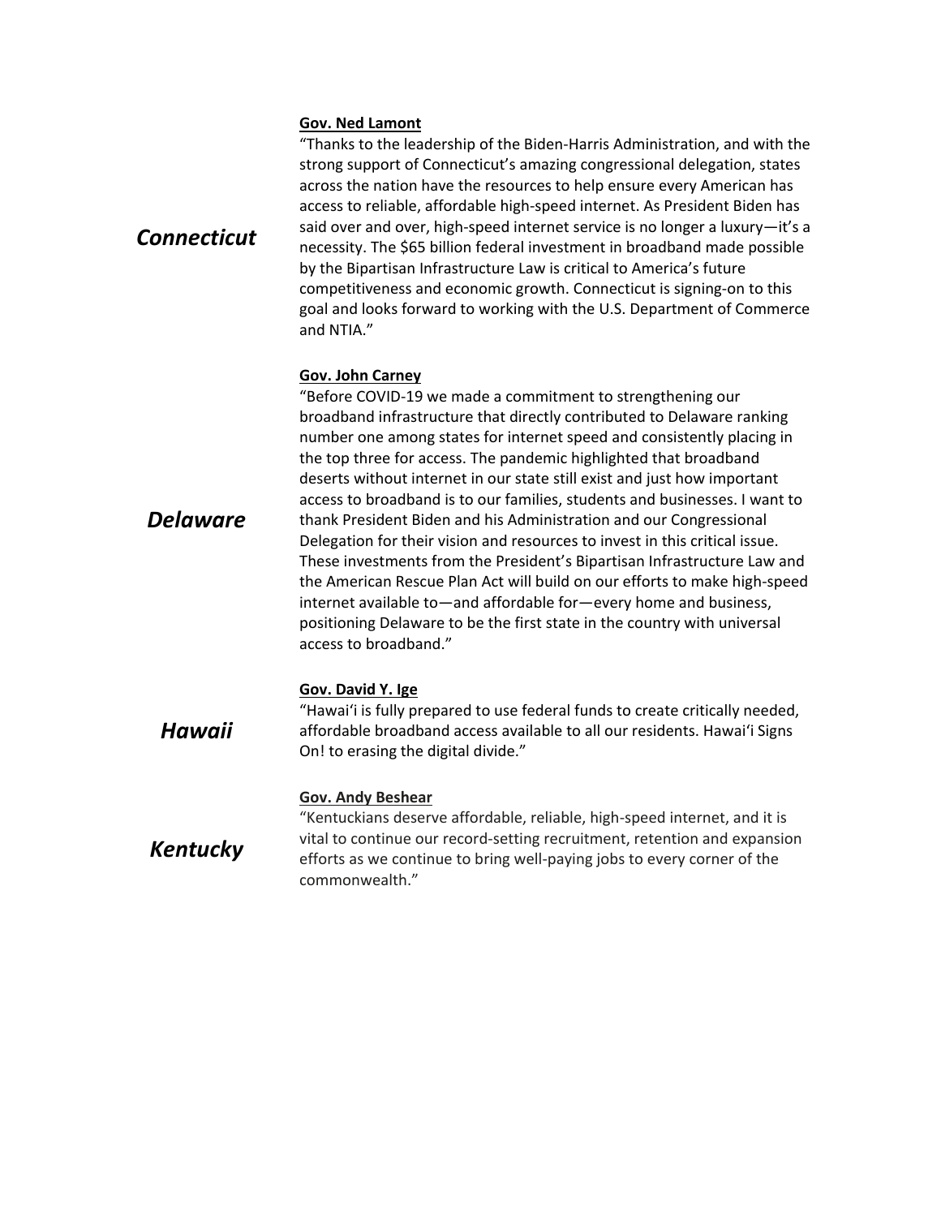## *Connecticut*

**Gov. Ned Lamont**

"Thanks to the leadership of the Biden-Harris Administration, and with the strong support of Connecticut's amazing congressional delegation, states across the nation have the resources to help ensure every American has access to reliable, affordable high-speed internet. As President Biden has said over and over, high-speed internet service is no longer a luxury—it's a necessity. The $65 billion federal investment in broadband made possible by the Bipartisan Infrastructure Law is critical to America's future competitiveness and economic growth. Connecticut is signing-on to this goal and looks forward to working with the U.S. Department of Commerce and NTIA."

## *Delaware*

**Gov. John Carney**

"Before COVID-19 we made a commitment to strengthening our broadband infrastructure that directly contributed to Delaware ranking number one among states for internet speed and consistently placing in the top three for access. The pandemic highlighted that broadband deserts without internet in our state still exist and just how important access to broadband is to our families, students and businesses. I want to thank President Biden and his Administration and our Congressional Delegation for their vision and resources to invest in this critical issue. These investments from the President's Bipartisan Infrastructure Law and the American Rescue Plan Act will build on our efforts to make high-speed internet available to—and affordable for—every home and business, positioning Delaware to be the first state in the country with universal access to broadband."

## *Hawaii*

**Gov. David Y. Ige**

"Hawai'i is fully prepared to use federal funds to create critically needed, affordable broadband access available to all our residents. Hawai'i Signs On! to erasing the digital divide."

## *Kentucky*

**Gov. Andy Beshear**

"Kentuckians deserve affordable, reliable, high-speed internet, and it is vital to continue our record-setting recruitment, retention and expansion efforts as we continue to bring well-paying jobs to every corner of the commonwealth."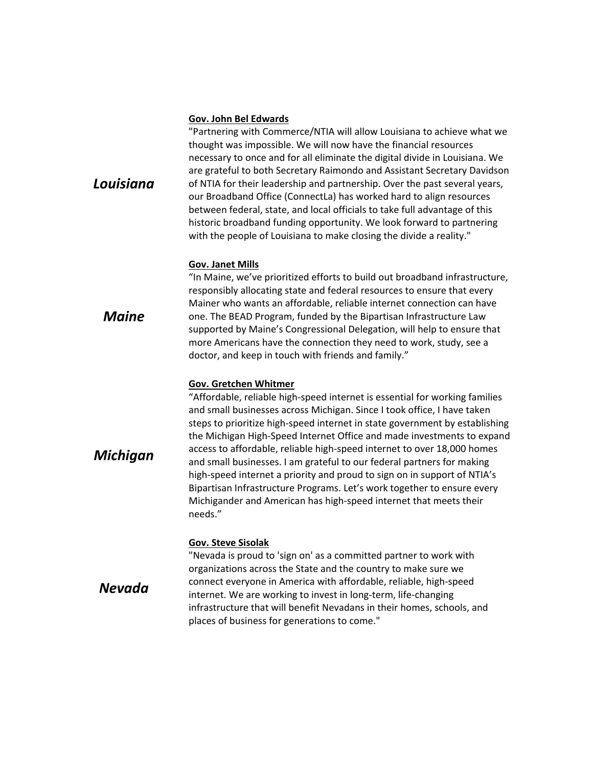## *Louisiana*

**Gov. John Bel Edwards**

"Partnering with Commerce/NTIA will allow Louisiana to achieve what we thought was impossible. We will now have the financial resources necessary to once and for all eliminate the digital divide in Louisiana. We are grateful to both Secretary Raimondo and Assistant Secretary Davidson of NTIA for their leadership and partnership. Over the past several years, our Broadband Office (ConnectLa) has worked hard to align resources between federal, state, and local officials to take full advantage of this historic broadband funding opportunity. We look forward to partnering with the people of Louisiana to make closing the divide a reality."

## *Maine*

**Gov. Janet Mills**

"In Maine, we've prioritized efforts to build out broadband infrastructure, responsibly allocating state and federal resources to ensure that every Mainer who wants an affordable, reliable internet connection can have one. The BEAD Program, funded by the Bipartisan Infrastructure Law supported by Maine's Congressional Delegation, will help to ensure that more Americans have the connection they need to work, study, see a doctor, and keep in touch with friends and family."

## *Michigan*

**Gov. Gretchen Whitmer**

"Affordable, reliable high-speed internet is essential for working families and small businesses across Michigan. Since I took office, I have taken steps to prioritize high-speed internet in state government by establishing the Michigan High-Speed Internet Office and made investments to expand access to affordable, reliable high-speed internet to over 18,000 homes and small businesses. I am grateful to our federal partners for making high-speed internet a priority and proud to sign on in support of NTIA's Bipartisan Infrastructure Programs. Let's work together to ensure every Michigander and American has high-speed internet that meets their needs."

## *Nevada*

**Gov. Steve Sisolak**

"Nevada is proud to 'sign on' as a committed partner to work with organizations across the State and the country to make sure we connect everyone in America with affordable, reliable, high-speed internet. We are working to invest in long-term, life-changing infrastructure that will benefit Nevadans in their homes, schools, and places of business for generations to come."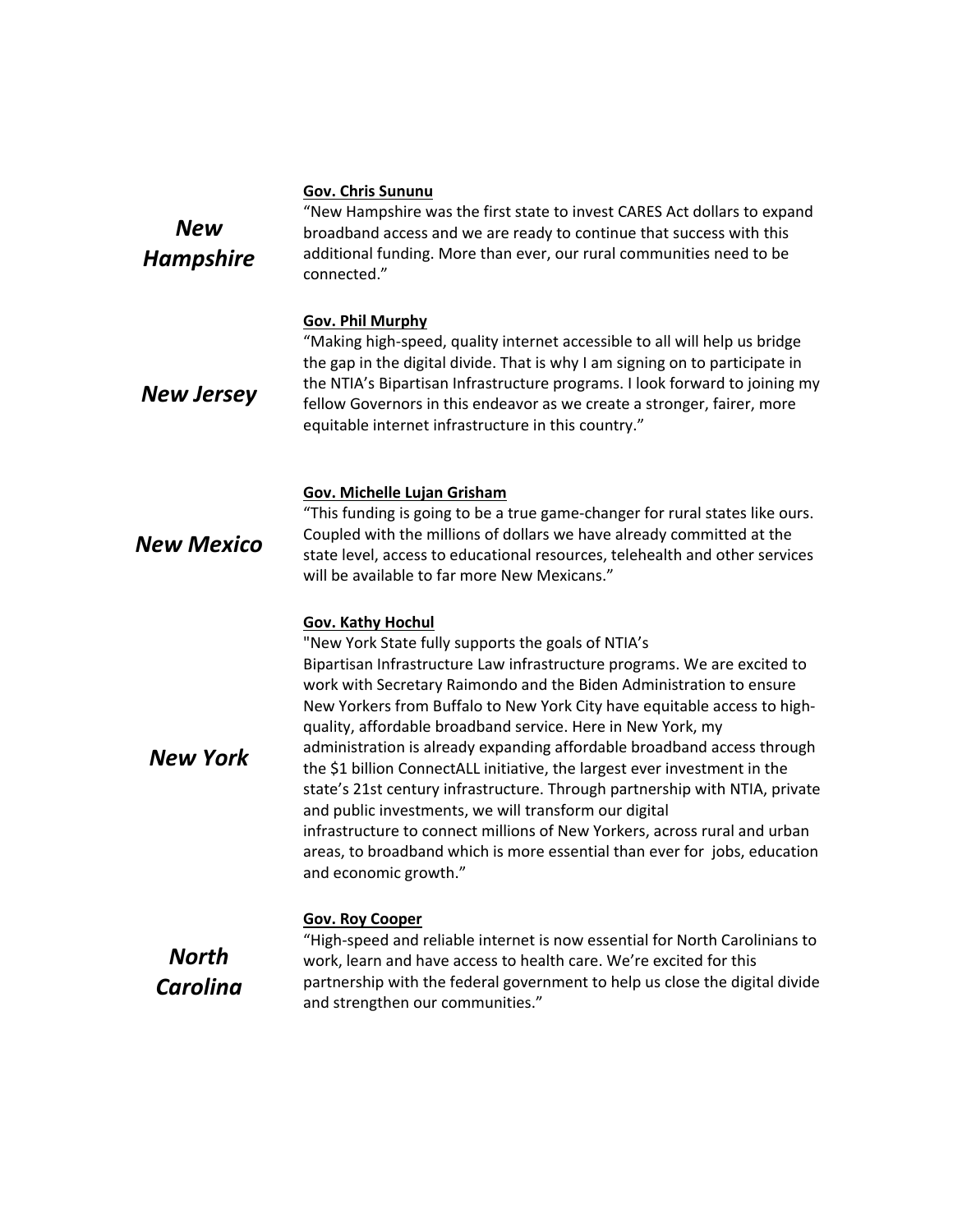### *New Hampshire*

**Gov. Chris Sununu**

"New Hampshire was the first state to invest CARES Act dollars to expand broadband access and we are ready to continue that success with this additional funding. More than ever, our rural communities need to be connected."

### *New Jersey*

**Gov. Phil Murphy**

"Making high-speed, quality internet accessible to all will help us bridge the gap in the digital divide. That is why I am signing on to participate in the NTIA's Bipartisan Infrastructure programs. I look forward to joining my fellow Governors in this endeavor as we create a stronger, fairer, more equitable internet infrastructure in this country."

### *New Mexico*

**Gov. Michelle Lujan Grisham**

"This funding is going to be a true game-changer for rural states like ours. Coupled with the millions of dollars we have already committed at the state level, access to educational resources, telehealth and other services will be available to far more New Mexicans."

### *New York*

**Gov. Kathy Hochul**

"New York State fully supports the goals of NTIA's Bipartisan Infrastructure Law infrastructure programs. We are excited to work with Secretary Raimondo and the Biden Administration to ensure New Yorkers from Buffalo to New York City have equitable access to high-quality, affordable broadband service. Here in New York, my administration is already expanding affordable broadband access through the $1 billion ConnectALL initiative, the largest ever investment in the state's 21st century infrastructure. Through partnership with NTIA, private and public investments, we will transform our digital infrastructure to connect millions of New Yorkers, across rural and urban areas, to broadband which is more essential than ever for jobs, education and economic growth."

### *North Carolina*

**Gov. Roy Cooper**

"High-speed and reliable internet is now essential for North Carolinians to work, learn and have access to health care. We're excited for this partnership with the federal government to help us close the digital divide and strengthen our communities."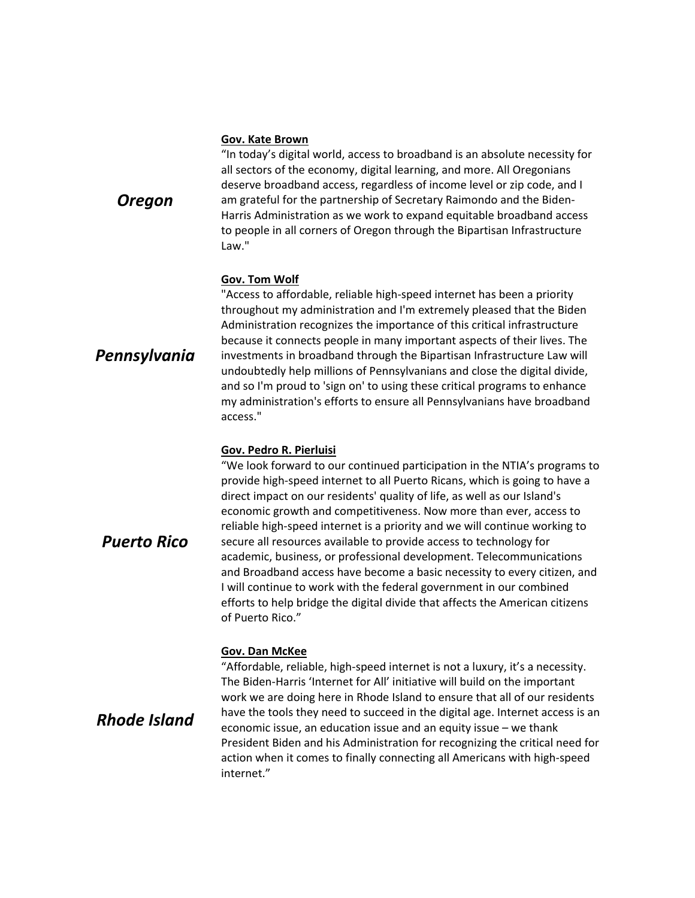## *Oregon*

**Gov. Kate Brown**

"In today's digital world, access to broadband is an absolute necessity for all sectors of the economy, digital learning, and more. All Oregonians deserve broadband access, regardless of income level or zip code, and I am grateful for the partnership of Secretary Raimondo and the Biden-Harris Administration as we work to expand equitable broadband access to people in all corners of Oregon through the Bipartisan Infrastructure Law."

## *Pennsylvania*

**Gov. Tom Wolf**

"Access to affordable, reliable high-speed internet has been a priority throughout my administration and I'm extremely pleased that the Biden Administration recognizes the importance of this critical infrastructure because it connects people in many important aspects of their lives. The investments in broadband through the Bipartisan Infrastructure Law will undoubtedly help millions of Pennsylvanians and close the digital divide, and so I'm proud to 'sign on' to using these critical programs to enhance my administration's efforts to ensure all Pennsylvanians have broadband access."

## *Puerto Rico*

**Gov. Pedro R. Pierluisi**

"We look forward to our continued participation in the NTIA's programs to provide high-speed internet to all Puerto Ricans, which is going to have a direct impact on our residents' quality of life, as well as our Island's economic growth and competitiveness. Now more than ever, access to reliable high-speed internet is a priority and we will continue working to secure all resources available to provide access to technology for academic, business, or professional development. Telecommunications and Broadband access have become a basic necessity to every citizen, and I will continue to work with the federal government in our combined efforts to help bridge the digital divide that affects the American citizens of Puerto Rico."

## *Rhode Island*

**Gov. Dan McKee**

"Affordable, reliable, high-speed internet is not a luxury, it's a necessity. The Biden-Harris 'Internet for All' initiative will build on the important work we are doing here in Rhode Island to ensure that all of our residents have the tools they need to succeed in the digital age. Internet access is an economic issue, an education issue and an equity issue – we thank President Biden and his Administration for recognizing the critical need for action when it comes to finally connecting all Americans with high-speed internet."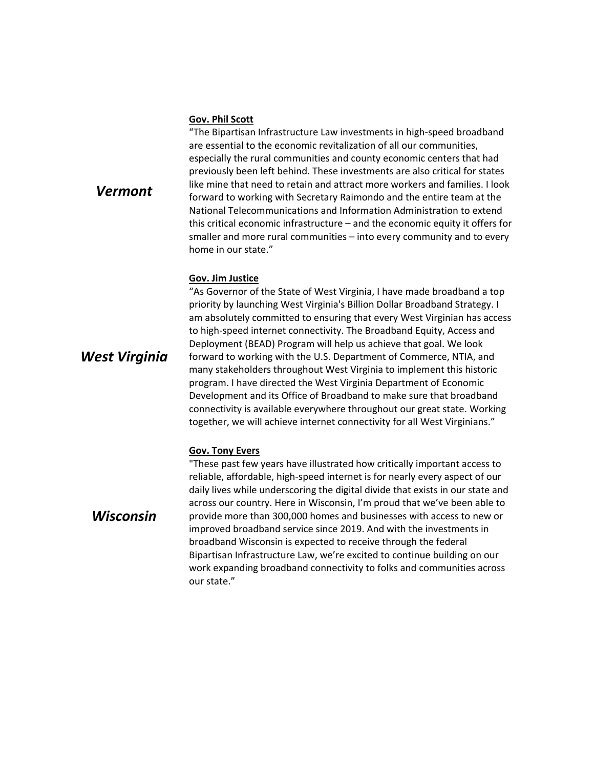| | |
|---|---|
| ***Vermont*** | **Gov. Phil Scott**<br>“The Bipartisan Infrastructure Law investments in high-speed broadband are essential to the economic revitalization of all our communities, especially the rural communities and county economic centers that had previously been left behind. These investments are also critical for states like mine that need to retain and attract more workers and families. I look forward to working with Secretary Raimondo and the entire team at the National Telecommunications and Information Administration to extend this critical economic infrastructure – and the economic equity it offers for smaller and more rural communities – into every community and to every home in our state.” |
| ***West Virginia*** | **Gov. Jim Justice**<br>“As Governor of the State of West Virginia, I have made broadband a top priority by launching West Virginia's Billion Dollar Broadband Strategy. I am absolutely committed to ensuring that every West Virginian has access to high-speed internet connectivity. The Broadband Equity, Access and Deployment (BEAD) Program will help us achieve that goal. We look forward to working with the U.S. Department of Commerce, NTIA, and many stakeholders throughout West Virginia to implement this historic program. I have directed the West Virginia Department of Economic Development and its Office of Broadband to make sure that broadband connectivity is available everywhere throughout our great state. Working together, we will achieve internet connectivity for all West Virginians.” |
| ***Wisconsin*** | **Gov. Tony Evers**<br>"These past few years have illustrated how critically important access to reliable, affordable, high-speed internet is for nearly every aspect of our daily lives while underscoring the digital divide that exists in our state and across our country. Here in Wisconsin, I’m proud that we’ve been able to provide more than 300,000 homes and businesses with access to new or improved broadband service since 2019. And with the investments in broadband Wisconsin is expected to receive through the federal Bipartisan Infrastructure Law, we’re excited to continue building on our work expanding broadband connectivity to folks and communities across our state.” |